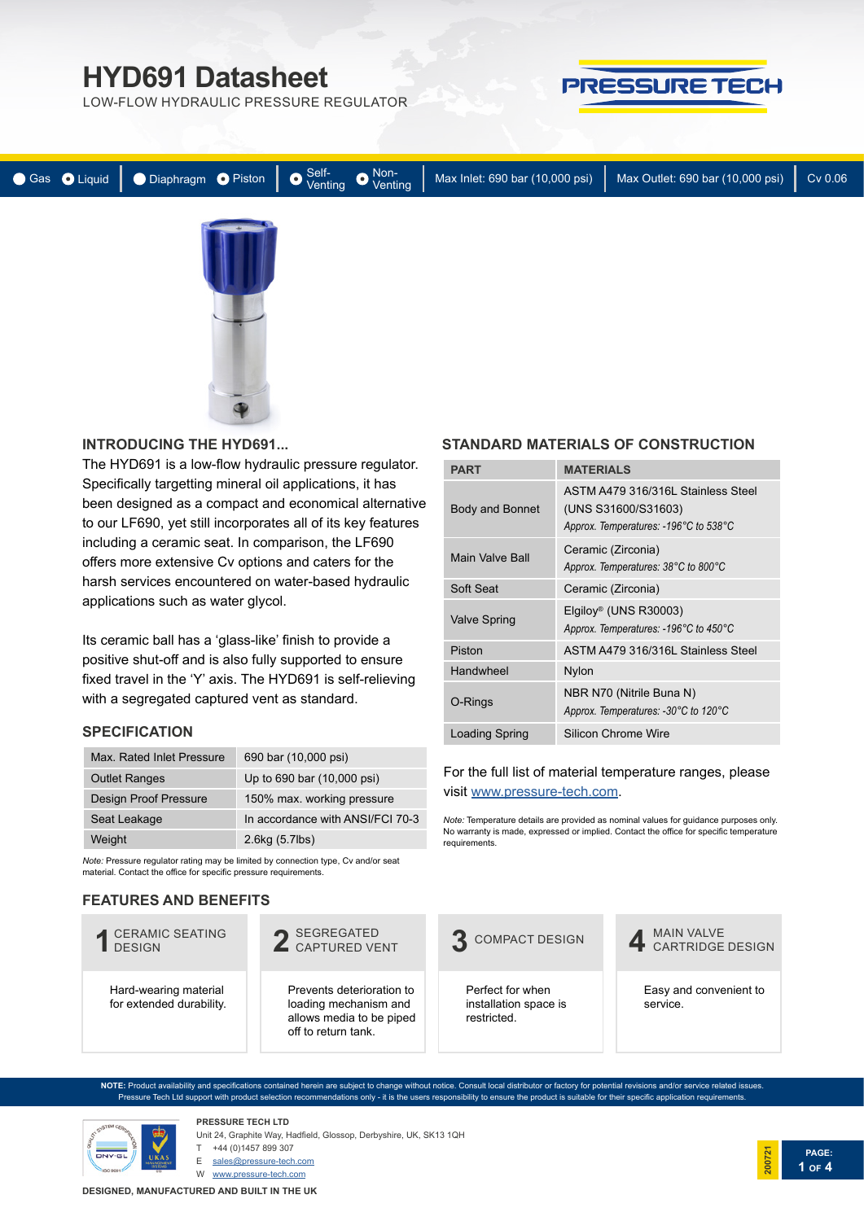# HYD691 Datasheet

LOW-FLOW HYDRAULIC PRESSURE REGULATOR

PRESSURE TECH

Gas | Liquid | Diaphragm | Piston | Self-Venting | Non-Venting | Max Inlet: 690 bar (10,000 psi) | Max Outlet: 690 bar (10,000 psi) | Cv 0.06

## INTRODUCING THE HYD691...

The HYD691 is a low-flow hydraulic pressure regulator. Specifically targetting mineral oil applications, it has been designed as a compact and economical alternative to our LF690, yet still incorporates all of its key features including a ceramic seat. In comparison, the LF690 offers more extensive Cv options and caters for the harsh services encountered on water-based hydraulic applications such as water glycol.

Its ceramic ball has a 'glass-like' finish to provide a positive shut-off and is also fully supported to ensure fixed travel in the 'Y' axis. The HYD691 is self-relieving with a segregated captured vent as standard.

## SPECIFICATION

| | |
|---|---|
| Max. Rated Inlet Pressure | 690 bar (10,000 psi) |
| Outlet Ranges | Up to 690 bar (10,000 psi) |
| Design Proof Pressure | 150% max. working pressure |
| Seat Leakage | In accordance with ANSI/FCI 70-3 |
| Weight | 2.6kg (5.7lbs) |

*Note:* Pressure regulator rating may be limited by connection type, Cv and/or seat material. Contact the office for specific pressure requirements.

## STANDARD MATERIALS OF CONSTRUCTION

| PART | MATERIALS |
|---|---|
| Body and Bonnet | ASTM A479 316/316L Stainless Steel (UNS S31600/S31603) *Approx. Temperatures: -196°C to 538°C* |
| Main Valve Ball | Ceramic (Zirconia) *Approx. Temperatures: 38°C to 800°C* |
| Soft Seat | Ceramic (Zirconia) |
| Valve Spring | Elgiloy® (UNS R30003) *Approx. Temperatures: -196°C to 450°C* |
| Piston | ASTM A479 316/316L Stainless Steel |
| Handwheel | Nylon |
| O-Rings | NBR N70 (Nitrile Buna N) *Approx. Temperatures: -30°C to 120°C* |
| Loading Spring | Silicon Chrome Wire |

For the full list of material temperature ranges, please visit www.pressure-tech.com.

*Note:* Temperature details are provided as nominal values for guidance purposes only. No warranty is made, expressed or implied. Contact the office for specific temperature requirements.

## FEATURES AND BENEFITS

**1 CERAMIC SEATING DESIGN**
Hard-wearing material for extended durability.

**2 SEGREGATED CAPTURED VENT**
Prevents deterioration to loading mechanism and allows media to be piped off to return tank.

**3 COMPACT DESIGN**
Perfect for when installation space is restricted.

**4 MAIN VALVE CARTRIDGE DESIGN**
Easy and convenient to service.

**NOTE:** Product availability and specifications contained herein are subject to change without notice. Consult local distributor or factory for potential revisions and/or service related issues. Pressure Tech Ltd support with product selection recommendations only - it is the users responsibility to ensure the product is suitable for their specific application requirements.

**PRESSURE TECH LTD**
Unit 24, Graphite Way, Hadfield, Glossop, Derbyshire, UK, SK13 1QH
T +44 (0)1457 899 307
E sales@pressure-tech.com
W www.pressure-tech.com

**DESIGNED, MANUFACTURED AND BUILT IN THE UK**

200721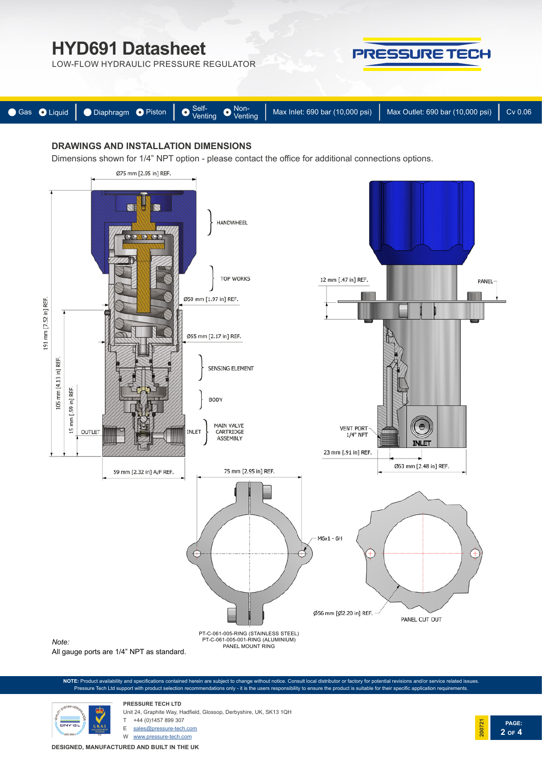# HYD691 Datasheet

LOW-FLOW HYDRAULIC PRESSURE REGULATOR

Gas | Liquid | Diaphragm | Piston | Self-Venting | Non-Venting | Max Inlet: 690 bar (10,000 psi) | Max Outlet: 690 bar (10,000 psi) | Cv 0.06

## DRAWINGS AND INSTALLATION DIMENSIONS

Dimensions shown for 1/4" NPT option - please contact the office for additional connections options.

Ø75 mm [2.95 in] REF.

HANDWHEEL

TOP WORKS

Ø50 mm [1.97 in] REF.

Ø55 mm [2.17 in] REF.

SENSING ELEMENT

BODY

MAIN VALVE CARTRIDGE ASSEMBLY

191 mm [7.52 in] REF.

105 mm [4.13 in] REF.

15 mm [.59 in] REF.

OUTLET

INLET

59 mm [2.32 in] A/F REF.

12 mm [.47 in] REF.

PANEL

VENT PORT 1/4" NPT

INLET

23 mm [.91 in] REF.

Ø63 mm [2.48 in] REF.

75 mm [2.95 in] REF.

M6x1 - 6H

Ø56 mm [Ø2.20 in] REF.

PANEL CUT OUT

PT-C-061-005-RING (STAINLESS STEEL)
PT-C-061-005-001-RING (ALUMINIUM)
PANEL MOUNT RING

*Note:*
All gauge ports are 1/4" NPT as standard.

**NOTE:** Product availability and specifications contained herein are subject to change without notice. Consult local distributor or factory for potential revisions and/or service related issues. Pressure Tech Ltd support with product selection recommendations only - it is the users responsibility to ensure the product is suitable for their specific application requirements.

**PRESSURE TECH LTD**
Unit 24, Graphite Way, Hadfield, Glossop, Derbyshire, UK, SK13 1QH
T +44 (0)1457 899 307
E sales@pressure-tech.com
W www.pressure-tech.com

200721

**DESIGNED, MANUFACTURED AND BUILT IN THE UK**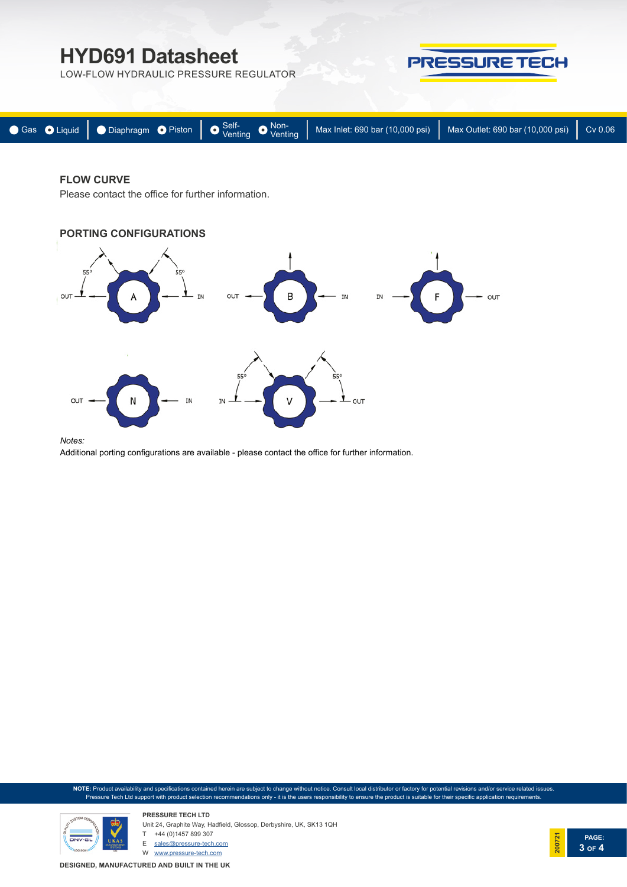## FLOW CURVE

Please contact the office for further information.

## PORTING CONFIGURATIONS

*Notes:*

Additional porting configurations are available - please contact the office for further information.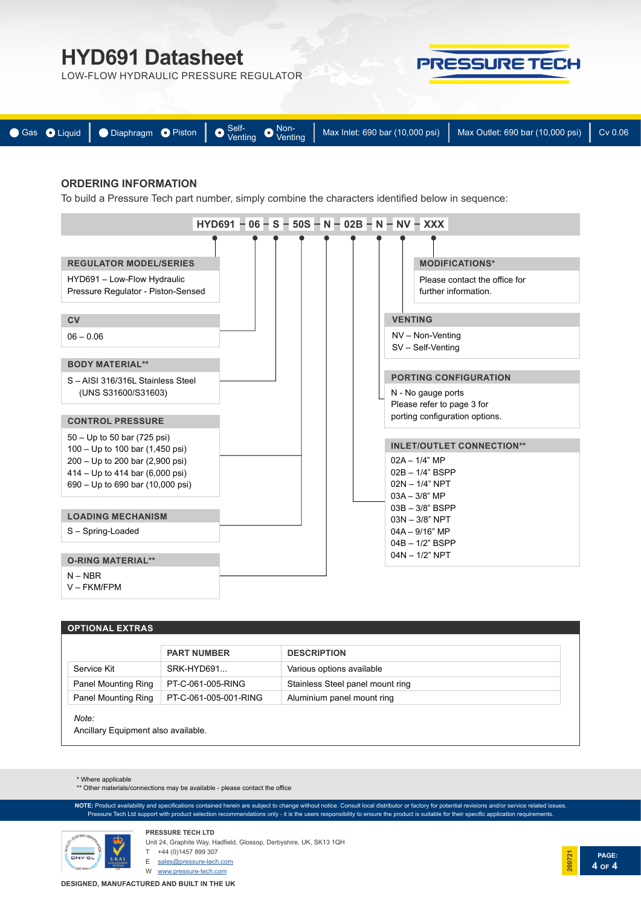# HYD691 Datasheet

LOW-FLOW HYDRAULIC PRESSURE REGULATOR

Gas | Liquid | Diaphragm | Piston | Self-Venting | Non-Venting | Max Inlet: 690 bar (10,000 psi) | Max Outlet: 690 bar (10,000 psi) | Cv 0.06

## ORDERING INFORMATION

To build a Pressure Tech part number, simply combine the characters identified below in sequence:

**HYD691 – 06 – S – 50S – N – 02B – N – NV – XXX**

### REGULATOR MODEL/SERIES

HYD691 – Low-Flow Hydraulic Pressure Regulator - Piston-Sensed

### CV

06 – 0.06

### BODY MATERIAL**

S – AISI 316/316L Stainless Steel (UNS S31600/S31603)

### CONTROL PRESSURE

50 – Up to 50 bar (725 psi)
100 – Up to 100 bar (1,450 psi)
200 – Up to 200 bar (2,900 psi)
414 – Up to 414 bar (6,000 psi)
690 – Up to 690 bar (10,000 psi)

### LOADING MECHANISM

S – Spring-Loaded

### O-RING MATERIAL**

N – NBR
V – FKM/FPM

### INLET/OUTLET CONNECTION**

02A – 1/4" MP
02B – 1/4" BSPP
02N – 1/4" NPT
03A – 3/8" MP
03B – 3/8" BSPP
03N – 3/8" NPT
04A – 9/16" MP
04B – 1/2" BSPP
04N – 1/2" NPT

### PORTING CONFIGURATION

N - No gauge ports
Please refer to page 3 for porting configuration options.

### VENTING

NV – Non-Venting
SV – Self-Venting

### MODIFICATIONS*

Please contact the office for further information.

## OPTIONAL EXTRAS

| | PART NUMBER | DESCRIPTION |
|---|---|---|
| Service Kit | SRK-HYD691... | Various options available |
| Panel Mounting Ring | PT-C-061-005-RING | Stainless Steel panel mount ring |
| Panel Mounting Ring | PT-C-061-005-001-RING | Aluminium panel mount ring |

*Note:*
Ancillary Equipment also available.

\* Where applicable
\** Other materials/connections may be available - please contact the office

**NOTE:** Product availability and specifications contained herein are subject to change without notice. Consult local distributor or factory for potential revisions and/or service related issues. Pressure Tech Ltd support with product selection recommendations only - it is the users responsibility to ensure the product is suitable for their specific application requirements.

**PRESSURE TECH LTD**
Unit 24, Graphite Way, Hadfield, Glossop, Derbyshire, UK, SK13 1QH
T +44 (0)1457 899 307
E sales@pressure-tech.com
W www.pressure-tech.com

200721

**DESIGNED, MANUFACTURED AND BUILT IN THE UK**